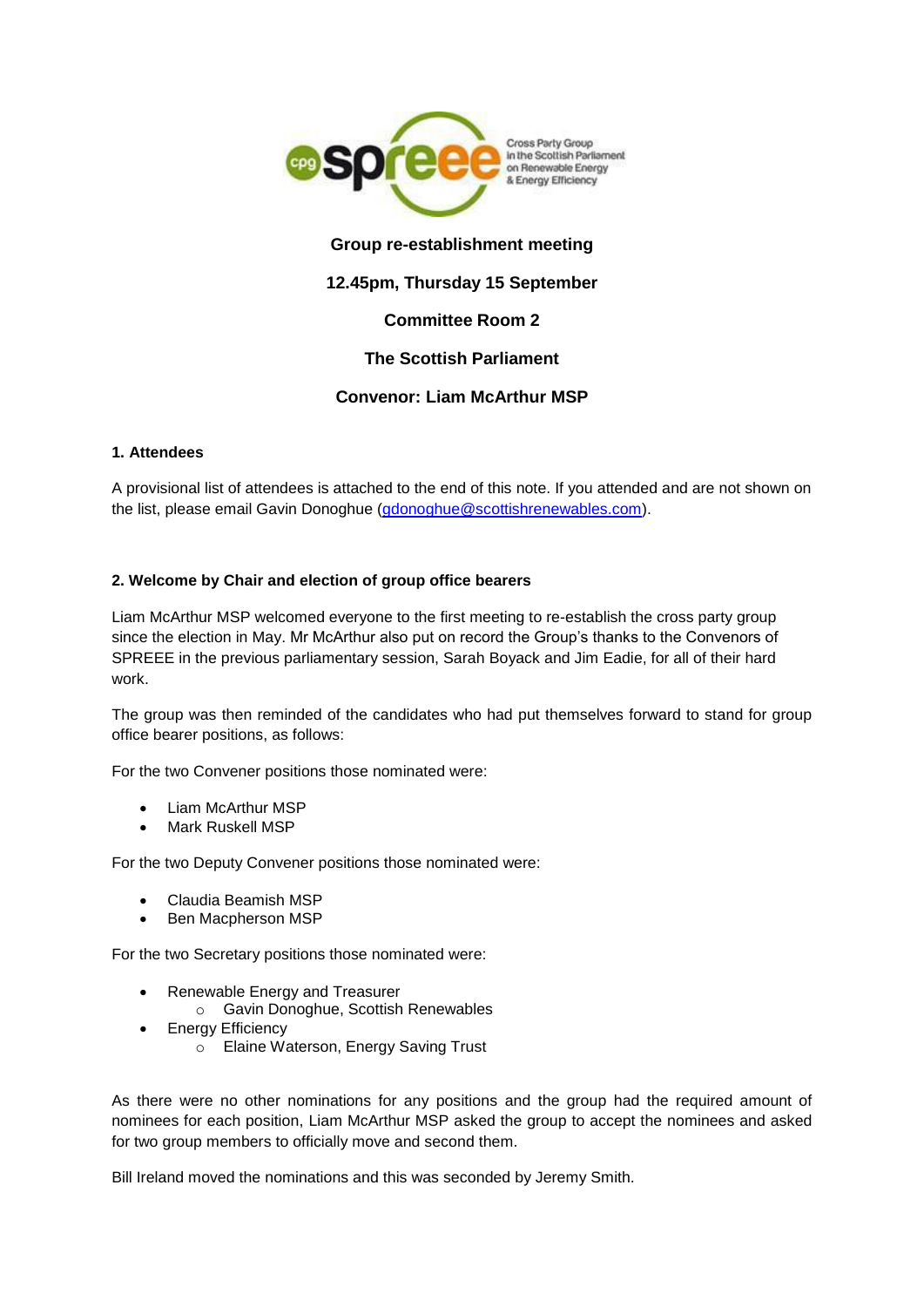**Group re-establishment meeting**

**12.45pm, Thursday 15 September**

**Committee Room 2**

**The Scottish Parliament**

**Convenor: Liam McArthur MSP**

### 1. Attendees

A provisional list of attendees is attached to the end of this note. If you attended and are not shown on the list, please email Gavin Donoghue (gdonoghue@scottishrenewables.com).

### 2. Welcome by Chair and election of group office bearers

Liam McArthur MSP welcomed everyone to the first meeting to re-establish the cross party group since the election in May. Mr McArthur also put on record the Group's thanks to the Convenors of SPREEE in the previous parliamentary session, Sarah Boyack and Jim Eadie, for all of their hard work.

The group was then reminded of the candidates who had put themselves forward to stand for group office bearer positions, as follows:

For the two Convener positions those nominated were:

- Liam McArthur MSP
- Mark Ruskell MSP

For the two Deputy Convener positions those nominated were:

- Claudia Beamish MSP
- Ben Macpherson MSP

For the two Secretary positions those nominated were:

- Renewable Energy and Treasurer
  - Gavin Donoghue, Scottish Renewables
- Energy Efficiency
  - Elaine Waterson, Energy Saving Trust

As there were no other nominations for any positions and the group had the required amount of nominees for each position, Liam McArthur MSP asked the group to accept the nominees and asked for two group members to officially move and second them.

Bill Ireland moved the nominations and this was seconded by Jeremy Smith.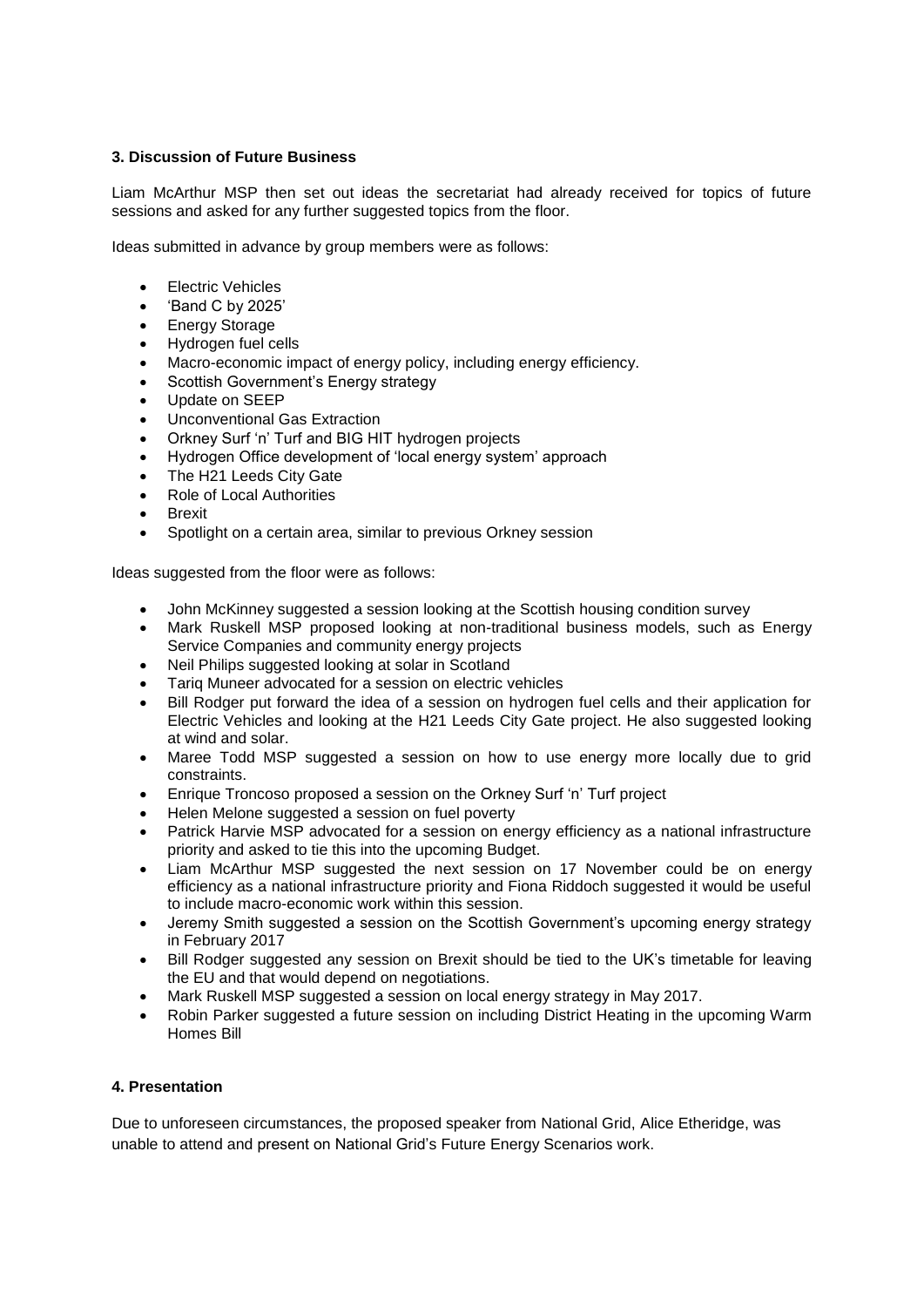### 3. Discussion of Future Business

Liam McArthur MSP then set out ideas the secretariat had already received for topics of future sessions and asked for any further suggested topics from the floor.

Ideas submitted in advance by group members were as follows:

- Electric Vehicles
- 'Band C by 2025'
- Energy Storage
- Hydrogen fuel cells
- Macro-economic impact of energy policy, including energy efficiency.
- Scottish Government's Energy strategy
- Update on SEEP
- Unconventional Gas Extraction
- Orkney Surf 'n' Turf and BIG HIT hydrogen projects
- Hydrogen Office development of 'local energy system' approach
- The H21 Leeds City Gate
- Role of Local Authorities
- Brexit
- Spotlight on a certain area, similar to previous Orkney session

Ideas suggested from the floor were as follows:

- John McKinney suggested a session looking at the Scottish housing condition survey
- Mark Ruskell MSP proposed looking at non-traditional business models, such as Energy Service Companies and community energy projects
- Neil Philips suggested looking at solar in Scotland
- Tariq Muneer advocated for a session on electric vehicles
- Bill Rodger put forward the idea of a session on hydrogen fuel cells and their application for Electric Vehicles and looking at the H21 Leeds City Gate project. He also suggested looking at wind and solar.
- Maree Todd MSP suggested a session on how to use energy more locally due to grid constraints.
- Enrique Troncoso proposed a session on the Orkney Surf 'n' Turf project
- Helen Melone suggested a session on fuel poverty
- Patrick Harvie MSP advocated for a session on energy efficiency as a national infrastructure priority and asked to tie this into the upcoming Budget.
- Liam McArthur MSP suggested the next session on 17 November could be on energy efficiency as a national infrastructure priority and Fiona Riddoch suggested it would be useful to include macro-economic work within this session.
- Jeremy Smith suggested a session on the Scottish Government's upcoming energy strategy in February 2017
- Bill Rodger suggested any session on Brexit should be tied to the UK's timetable for leaving the EU and that would depend on negotiations.
- Mark Ruskell MSP suggested a session on local energy strategy in May 2017.
- Robin Parker suggested a future session on including District Heating in the upcoming Warm Homes Bill

### 4. Presentation

Due to unforeseen circumstances, the proposed speaker from National Grid, Alice Etheridge, was unable to attend and present on National Grid's Future Energy Scenarios work.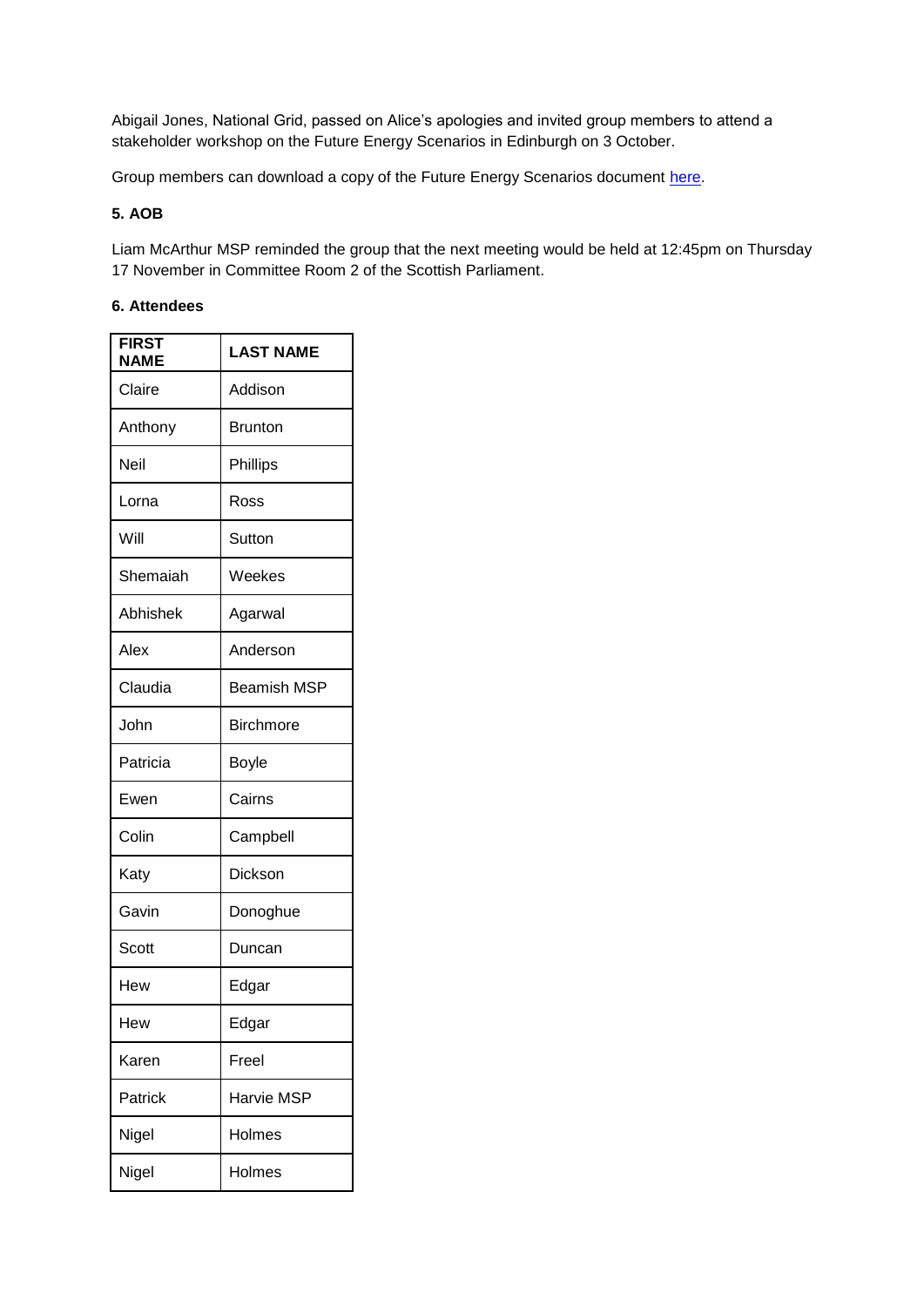Abigail Jones, National Grid, passed on Alice's apologies and invited group members to attend a stakeholder workshop on the Future Energy Scenarios in Edinburgh on 3 October.

Group members can download a copy of the Future Energy Scenarios document here.

**5. AOB**

Liam McArthur MSP reminded the group that the next meeting would be held at 12:45pm on Thursday 17 November in Committee Room 2 of the Scottish Parliament.

**6. Attendees**

| FIRST NAME | LAST NAME |
|---|---|
| Claire | Addison |
| Anthony | Brunton |
| Neil | Phillips |
| Lorna | Ross |
| Will | Sutton |
| Shemaiah | Weekes |
| Abhishek | Agarwal |
| Alex | Anderson |
| Claudia | Beamish MSP |
| John | Birchmore |
| Patricia | Boyle |
| Ewen | Cairns |
| Colin | Campbell |
| Katy | Dickson |
| Gavin | Donoghue |
| Scott | Duncan |
| Hew | Edgar |
| Hew | Edgar |
| Karen | Freel |
| Patrick | Harvie MSP |
| Nigel | Holmes |
| Nigel | Holmes |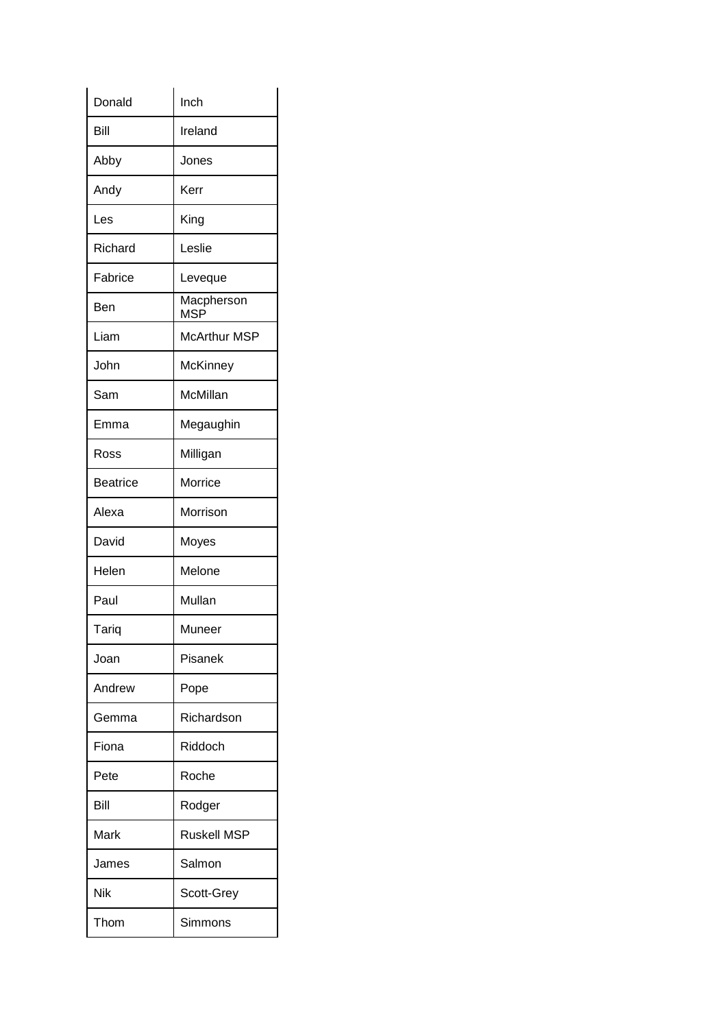| | |
|---|---|
| Donald | Inch |
| Bill | Ireland |
| Abby | Jones |
| Andy | Kerr |
| Les | King |
| Richard | Leslie |
| Fabrice | Leveque |
| Ben | Macpherson MSP |
| Liam | McArthur MSP |
| John | McKinney |
| Sam | McMillan |
| Emma | Megaughin |
| Ross | Milligan |
| Beatrice | Morrice |
| Alexa | Morrison |
| David | Moyes |
| Helen | Melone |
| Paul | Mullan |
| Tariq | Muneer |
| Joan | Pisanek |
| Andrew | Pope |
| Gemma | Richardson |
| Fiona | Riddoch |
| Pete | Roche |
| Bill | Rodger |
| Mark | Ruskell MSP |
| James | Salmon |
| Nik | Scott-Grey |
| Thom | Simmons |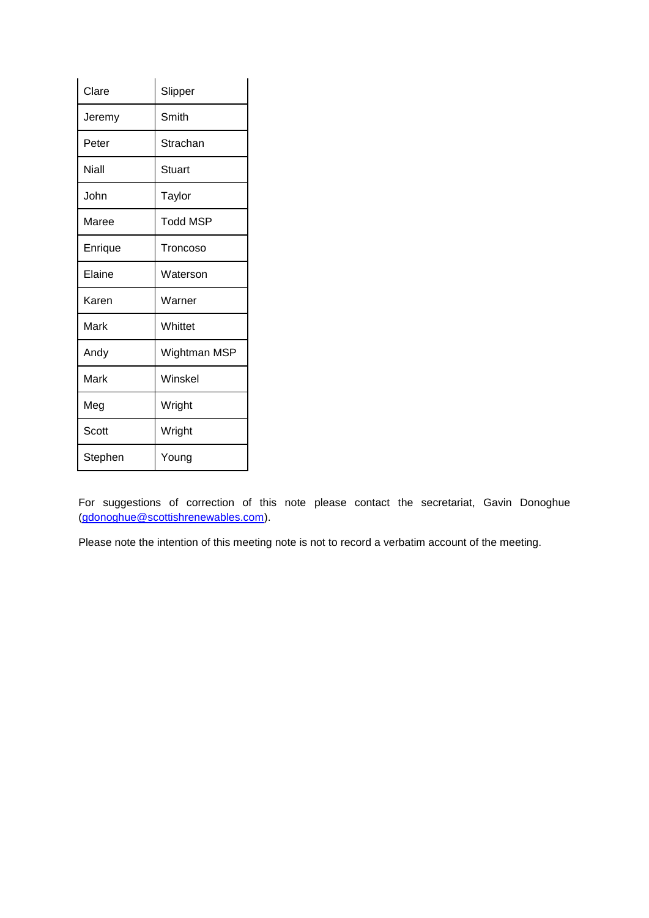| | |
|---|---|
| Clare | Slipper |
| Jeremy | Smith |
| Peter | Strachan |
| Niall | Stuart |
| John | Taylor |
| Maree | Todd MSP |
| Enrique | Troncoso |
| Elaine | Waterson |
| Karen | Warner |
| Mark | Whittet |
| Andy | Wightman MSP |
| Mark | Winskel |
| Meg | Wright |
| Scott | Wright |
| Stephen | Young |

For suggestions of correction of this note please contact the secretariat, Gavin Donoghue (gdonoghue@scottishrenewables.com).

Please note the intention of this meeting note is not to record a verbatim account of the meeting.